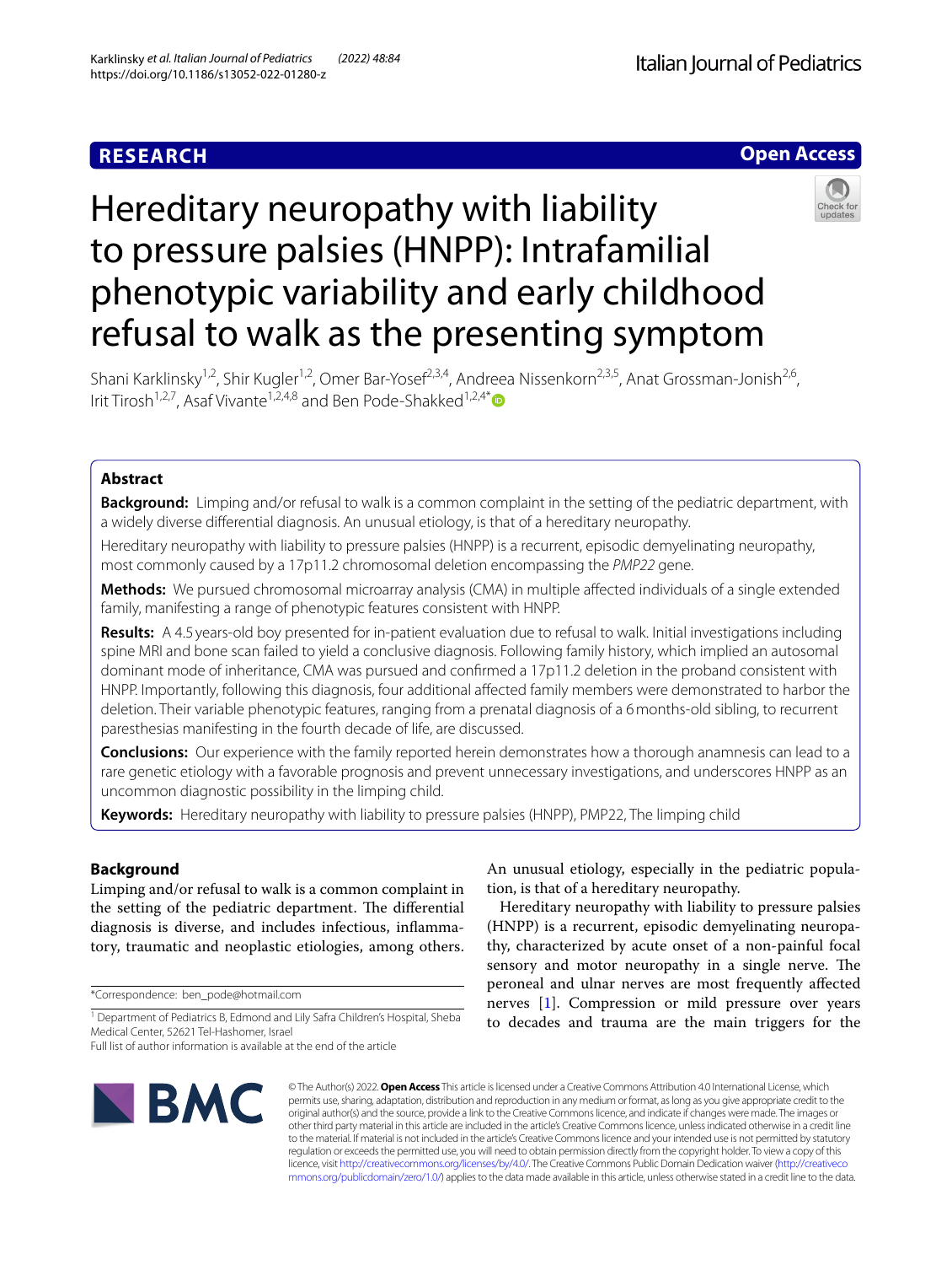RESEARCH

Open Access

# Hereditary neuropathy with liability to pressure palsies (HNPP): Intrafamilial phenotypic variability and early childhood refusal to walk as the presenting symptom

Shani Karklinsky[1,2], Shir Kugler[1,2], Omer Bar-Yosef[2,3,4], Andreea Nissenkorn[2,3,5], Anat Grossman-Jonish[2,6], Irit Tirosh[1,2,7], Asaf Vivante[1,2,4,8] and Ben Pode-Shakked[1,2,4*]

## Abstract

**Background:** Limping and/or refusal to walk is a common complaint in the setting of the pediatric department, with a widely diverse differential diagnosis. An unusual etiology, is that of a hereditary neuropathy.

Hereditary neuropathy with liability to pressure palsies (HNPP) is a recurrent, episodic demyelinating neuropathy, most commonly caused by a 17p11.2 chromosomal deletion encompassing the *PMP22* gene.

**Methods:** We pursued chromosomal microarray analysis (CMA) in multiple affected individuals of a single extended family, manifesting a range of phenotypic features consistent with HNPP.

**Results:** A 4.5 years-old boy presented for in-patient evaluation due to refusal to walk. Initial investigations including spine MRI and bone scan failed to yield a conclusive diagnosis. Following family history, which implied an autosomal dominant mode of inheritance, CMA was pursued and confirmed a 17p11.2 deletion in the proband consistent with HNPP. Importantly, following this diagnosis, four additional affected family members were demonstrated to harbor the deletion. Their variable phenotypic features, ranging from a prenatal diagnosis of a 6 months-old sibling, to recurrent paresthesias manifesting in the fourth decade of life, are discussed.

**Conclusions:** Our experience with the family reported herein demonstrates how a thorough anamnesis can lead to a rare genetic etiology with a favorable prognosis and prevent unnecessary investigations, and underscores HNPP as an uncommon diagnostic possibility in the limping child.

**Keywords:** Hereditary neuropathy with liability to pressure palsies (HNPP), PMP22, The limping child

## Background

Limping and/or refusal to walk is a common complaint in the setting of the pediatric department. The differential diagnosis is diverse, and includes infectious, inflammatory, traumatic and neoplastic etiologies, among others. An unusual etiology, especially in the pediatric population, is that of a hereditary neuropathy.

Hereditary neuropathy with liability to pressure palsies (HNPP) is a recurrent, episodic demyelinating neuropathy, characterized by acute onset of a non-painful focal sensory and motor neuropathy in a single nerve. The peroneal and ulnar nerves are most frequently affected nerves [1]. Compression or mild pressure over years to decades and trauma are the main triggers for the

*Correspondence: ben_pode@hotmail.com

[1] Department of Pediatrics B, Edmond and Lily Safra Children's Hospital, Sheba Medical Center, 52621 Tel-Hashomer, Israel

Full list of author information is available at the end of the article

© The Author(s) 2022. **Open Access** This article is licensed under a Creative Commons Attribution 4.0 International License, which permits use, sharing, adaptation, distribution and reproduction in any medium or format, as long as you give appropriate credit to the original author(s) and the source, provide a link to the Creative Commons licence, and indicate if changes were made. The images or other third party material in this article are included in the article's Creative Commons licence, unless indicated otherwise in a credit line to the material. If material is not included in the article's Creative Commons licence and your intended use is not permitted by statutory regulation or exceeds the permitted use, you will need to obtain permission directly from the copyright holder. To view a copy of this licence, visit http://creativecommons.org/licenses/by/4.0/. The Creative Commons Public Domain Dedication waiver (http://creativecommons.org/publicdomain/zero/1.0/) applies to the data made available in this article, unless otherwise stated in a credit line to the data.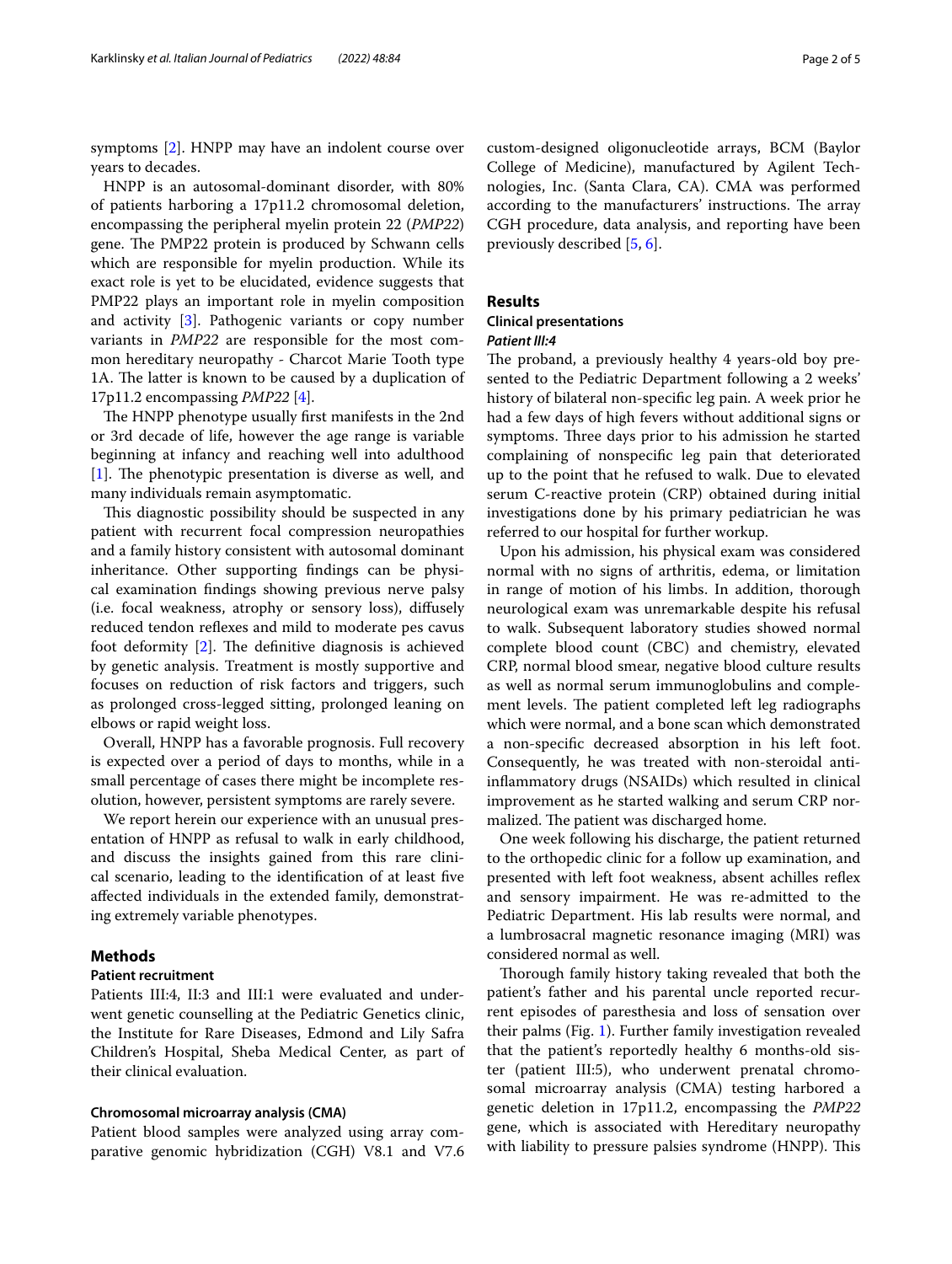symptoms [2]. HNPP may have an indolent course over years to decades.

HNPP is an autosomal-dominant disorder, with 80% of patients harboring a 17p11.2 chromosomal deletion, encompassing the peripheral myelin protein 22 (*PMP22*) gene. The PMP22 protein is produced by Schwann cells which are responsible for myelin production. While its exact role is yet to be elucidated, evidence suggests that PMP22 plays an important role in myelin composition and activity [3]. Pathogenic variants or copy number variants in *PMP22* are responsible for the most common hereditary neuropathy - Charcot Marie Tooth type 1A. The latter is known to be caused by a duplication of 17p11.2 encompassing *PMP22* [4].

The HNPP phenotype usually first manifests in the 2nd or 3rd decade of life, however the age range is variable beginning at infancy and reaching well into adulthood [1]. The phenotypic presentation is diverse as well, and many individuals remain asymptomatic.

This diagnostic possibility should be suspected in any patient with recurrent focal compression neuropathies and a family history consistent with autosomal dominant inheritance. Other supporting findings can be physical examination findings showing previous nerve palsy (i.e. focal weakness, atrophy or sensory loss), diffusely reduced tendon reflexes and mild to moderate pes cavus foot deformity [2]. The definitive diagnosis is achieved by genetic analysis. Treatment is mostly supportive and focuses on reduction of risk factors and triggers, such as prolonged cross-legged sitting, prolonged leaning on elbows or rapid weight loss.

Overall, HNPP has a favorable prognosis. Full recovery is expected over a period of days to months, while in a small percentage of cases there might be incomplete resolution, however, persistent symptoms are rarely severe.

We report herein our experience with an unusual presentation of HNPP as refusal to walk in early childhood, and discuss the insights gained from this rare clinical scenario, leading to the identification of at least five affected individuals in the extended family, demonstrating extremely variable phenotypes.

## Methods

### Patient recruitment

Patients III:4, II:3 and III:1 were evaluated and underwent genetic counselling at the Pediatric Genetics clinic, the Institute for Rare Diseases, Edmond and Lily Safra Children's Hospital, Sheba Medical Center, as part of their clinical evaluation.

### Chromosomal microarray analysis (CMA)

Patient blood samples were analyzed using array comparative genomic hybridization (CGH) V8.1 and V7.6 custom-designed oligonucleotide arrays, BCM (Baylor College of Medicine), manufactured by Agilent Technologies, Inc. (Santa Clara, CA). CMA was performed according to the manufacturers' instructions. The array CGH procedure, data analysis, and reporting have been previously described [5, 6].

## Results

### Clinical presentations

#### *Patient III:4*

The proband, a previously healthy 4 years-old boy presented to the Pediatric Department following a 2 weeks' history of bilateral non-specific leg pain. A week prior he had a few days of high fevers without additional signs or symptoms. Three days prior to his admission he started complaining of nonspecific leg pain that deteriorated up to the point that he refused to walk. Due to elevated serum C-reactive protein (CRP) obtained during initial investigations done by his primary pediatrician he was referred to our hospital for further workup.

Upon his admission, his physical exam was considered normal with no signs of arthritis, edema, or limitation in range of motion of his limbs. In addition, thorough neurological exam was unremarkable despite his refusal to walk. Subsequent laboratory studies showed normal complete blood count (CBC) and chemistry, elevated CRP, normal blood smear, negative blood culture results as well as normal serum immunoglobulins and complement levels. The patient completed left leg radiographs which were normal, and a bone scan which demonstrated a non-specific decreased absorption in his left foot. Consequently, he was treated with non-steroidal anti-inflammatory drugs (NSAIDs) which resulted in clinical improvement as he started walking and serum CRP normalized. The patient was discharged home.

One week following his discharge, the patient returned to the orthopedic clinic for a follow up examination, and presented with left foot weakness, absent achilles reflex and sensory impairment. He was re-admitted to the Pediatric Department. His lab results were normal, and a lumbrosacral magnetic resonance imaging (MRI) was considered normal as well.

Thorough family history taking revealed that both the patient's father and his parental uncle reported recurrent episodes of paresthesia and loss of sensation over their palms (Fig. 1). Further family investigation revealed that the patient's reportedly healthy 6 months-old sister (patient III:5), who underwent prenatal chromosomal microarray analysis (CMA) testing harbored a genetic deletion in 17p11.2, encompassing the *PMP22* gene, which is associated with Hereditary neuropathy with liability to pressure palsies syndrome (HNPP). This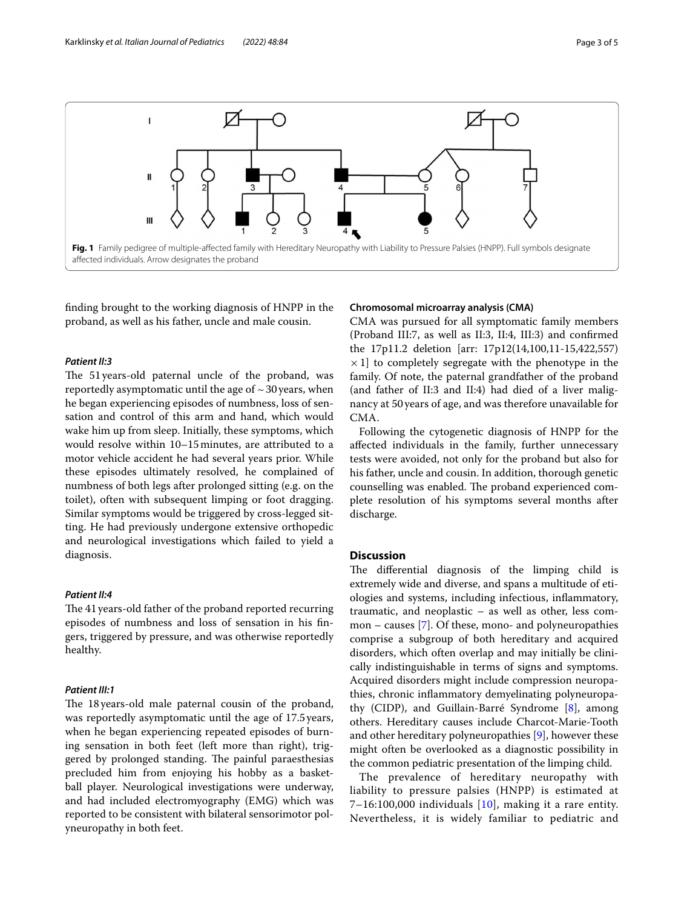**Fig. 1** Family pedigree of multiple-affected family with Hereditary Neuropathy with Liability to Pressure Palsies (HNPP). Full symbols designate affected individuals. Arrow designates the proband

finding brought to the working diagnosis of HNPP in the proband, as well as his father, uncle and male cousin.

#### *Patient II:3*

The 51 years-old paternal uncle of the proband, was reportedly asymptomatic until the age of ~30 years, when he began experiencing episodes of numbness, loss of sensation and control of this arm and hand, which would wake him up from sleep. Initially, these symptoms, which would resolve within 10–15 minutes, are attributed to a motor vehicle accident he had several years prior. While these episodes ultimately resolved, he complained of numbness of both legs after prolonged sitting (e.g. on the toilet), often with subsequent limping or foot dragging. Similar symptoms would be triggered by cross-legged sitting. He had previously undergone extensive orthopedic and neurological investigations which failed to yield a diagnosis.

#### *Patient II:4*

The 41 years-old father of the proband reported recurring episodes of numbness and loss of sensation in his fingers, triggered by pressure, and was otherwise reportedly healthy.

#### *Patient III:1*

The 18 years-old male paternal cousin of the proband, was reportedly asymptomatic until the age of 17.5 years, when he began experiencing repeated episodes of burning sensation in both feet (left more than right), triggered by prolonged standing. The painful paraesthesias precluded him from enjoying his hobby as a basketball player. Neurological investigations were underway, and had included electromyography (EMG) which was reported to be consistent with bilateral sensorimotor polyneuropathy in both feet.

#### Chromosomal microarray analysis (CMA)

CMA was pursued for all symptomatic family members (Proband III:7, as well as II:3, II:4, III:3) and confirmed the 17p11.2 deletion [arr: 17p12(14,100,11-15,422,557) ×1] to completely segregate with the phenotype in the family. Of note, the paternal grandfather of the proband (and father of II:3 and II:4) had died of a liver malignancy at 50 years of age, and was therefore unavailable for CMA.

Following the cytogenetic diagnosis of HNPP for the affected individuals in the family, further unnecessary tests were avoided, not only for the proband but also for his father, uncle and cousin. In addition, thorough genetic counselling was enabled. The proband experienced complete resolution of his symptoms several months after discharge.

## Discussion

The differential diagnosis of the limping child is extremely wide and diverse, and spans a multitude of etiologies and systems, including infectious, inflammatory, traumatic, and neoplastic – as well as other, less common – causes [7]. Of these, mono- and polyneuropathies comprise a subgroup of both hereditary and acquired disorders, which often overlap and may initially be clinically indistinguishable in terms of signs and symptoms. Acquired disorders might include compression neuropathies, chronic inflammatory demyelinating polyneuropathy (CIDP), and Guillain-Barré Syndrome [8], among others. Hereditary causes include Charcot-Marie-Tooth and other hereditary polyneuropathies [9], however these might often be overlooked as a diagnostic possibility in the common pediatric presentation of the limping child.

The prevalence of hereditary neuropathy with liability to pressure palsies (HNPP) is estimated at 7–16:100,000 individuals [10], making it a rare entity. Nevertheless, it is widely familiar to pediatric and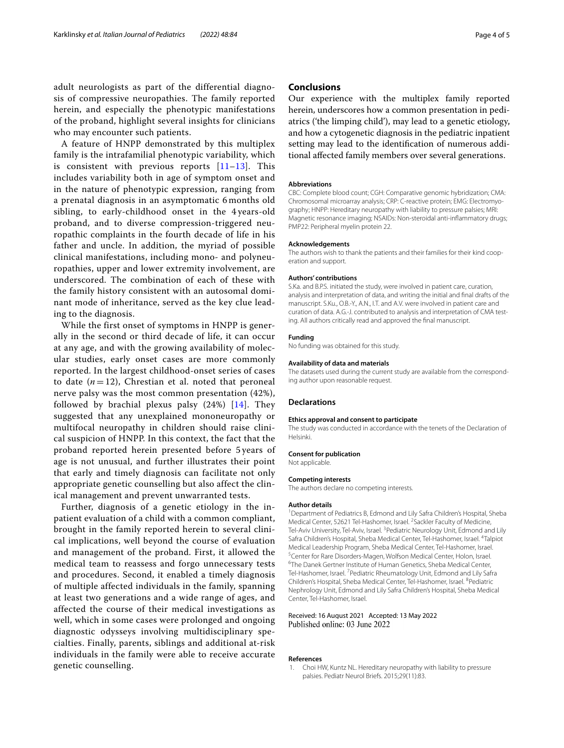adult neurologists as part of the differential diagnosis of compressive neuropathies. The family reported herein, and especially the phenotypic manifestations of the proband, highlight several insights for clinicians who may encounter such patients.

A feature of HNPP demonstrated by this multiplex family is the intrafamilial phenotypic variability, which is consistent with previous reports [11–13]. This includes variability both in age of symptom onset and in the nature of phenotypic expression, ranging from a prenatal diagnosis in an asymptomatic 6 months old sibling, to early-childhood onset in the 4 years-old proband, and to diverse compression-triggered neuropathic complaints in the fourth decade of life in his father and uncle. In addition, the myriad of possible clinical manifestations, including mono- and polyneuropathies, upper and lower extremity involvement, are underscored. The combination of each of these with the family history consistent with an autosomal dominant mode of inheritance, served as the key clue leading to the diagnosis.

While the first onset of symptoms in HNPP is generally in the second or third decade of life, it can occur at any age, and with the growing availability of molecular studies, early onset cases are more commonly reported. In the largest childhood-onset series of cases to date ($n = 12$), Chrestian et al. noted that peroneal nerve palsy was the most common presentation (42%), followed by brachial plexus palsy (24%) [14]. They suggested that any unexplained mononeuropathy or multifocal neuropathy in children should raise clinical suspicion of HNPP. In this context, the fact that the proband reported herein presented before 5 years of age is not unusual, and further illustrates their point that early and timely diagnosis can facilitate not only appropriate genetic counselling but also affect the clinical management and prevent unwarranted tests.

Further, diagnosis of a genetic etiology in the in-patient evaluation of a child with a common compliant, brought in the family reported herein to several clinical implications, well beyond the course of evaluation and management of the proband. First, it allowed the medical team to reassess and forgo unnecessary tests and procedures. Second, it enabled a timely diagnosis of multiple affected individuals in the family, spanning at least two generations and a wide range of ages, and affected the course of their medical investigations as well, which in some cases were prolonged and ongoing diagnostic odysseys involving multidisciplinary specialties. Finally, parents, siblings and additional at-risk individuals in the family were able to receive accurate genetic counselling.

## Conclusions

Our experience with the multiplex family reported herein, underscores how a common presentation in pediatrics ('the limping child'), may lead to a genetic etiology, and how a cytogenetic diagnosis in the pediatric inpatient setting may lead to the identification of numerous additional affected family members over several generations.

#### Abbreviations

CBC: Complete blood count; CGH: Comparative genomic hybridization; CMA: Chromosomal microarray analysis; CRP: C-reactive protein; EMG: Electromyography; HNPP: Hereditary neuropathy with liability to pressure palsies; MRI: Magnetic resonance imaging; NSAIDs: Non-steroidal anti-inflammatory drugs; PMP22: Peripheral myelin protein 22.

#### Acknowledgements

The authors wish to thank the patients and their families for their kind cooperation and support.

#### Authors' contributions

S.Ka. and B.P.S. initiated the study, were involved in patient care, curation, analysis and interpretation of data, and writing the initial and final drafts of the manuscript. S.Ku., O.B.-Y., A.N., I.T. and A.V. were involved in patient care and curation of data. A.G.-J. contributed to analysis and interpretation of CMA testing. All authors critically read and approved the final manuscript.

#### Funding

No funding was obtained for this study.

#### Availability of data and materials

The datasets used during the current study are available from the corresponding author upon reasonable request.

### Declarations

#### Ethics approval and consent to participate

The study was conducted in accordance with the tenets of the Declaration of Helsinki.

#### Consent for publication

Not applicable.

#### Competing interests

The authors declare no competing interests.

#### Author details

[1]Department of Pediatrics B, Edmond and Lily Safra Children's Hospital, Sheba Medical Center, 52621 Tel-Hashomer, Israel. [2]Sackler Faculty of Medicine, Tel-Aviv University, Tel-Aviv, Israel. [3]Pediatric Neurology Unit, Edmond and Lily Safra Children's Hospital, Sheba Medical Center, Tel-Hashomer, Israel. [4]Talpiot Medical Leadership Program, Sheba Medical Center, Tel-Hashomer, Israel. [5]Center for Rare Disorders-Magen, Wolfson Medical Center, Holon, Israel. [6]The Danek Gertner Institute of Human Genetics, Sheba Medical Center, Tel-Hashomer, Israel. [7]Pediatric Rheumatology Unit, Edmond and Lily Safra Children's Hospital, Sheba Medical Center, Tel-Hashomer, Israel. [8]Pediatric Nephrology Unit, Edmond and Lily Safra Children's Hospital, Sheba Medical Center, Tel-Hashomer, Israel.

Received: 16 August 2021 Accepted: 13 May 2022
Published online: 03 June 2022

#### References

1. Choi HW, Kuntz NL. Hereditary neuropathy with liability to pressure palsies. Pediatr Neurol Briefs. 2015;29(11):83.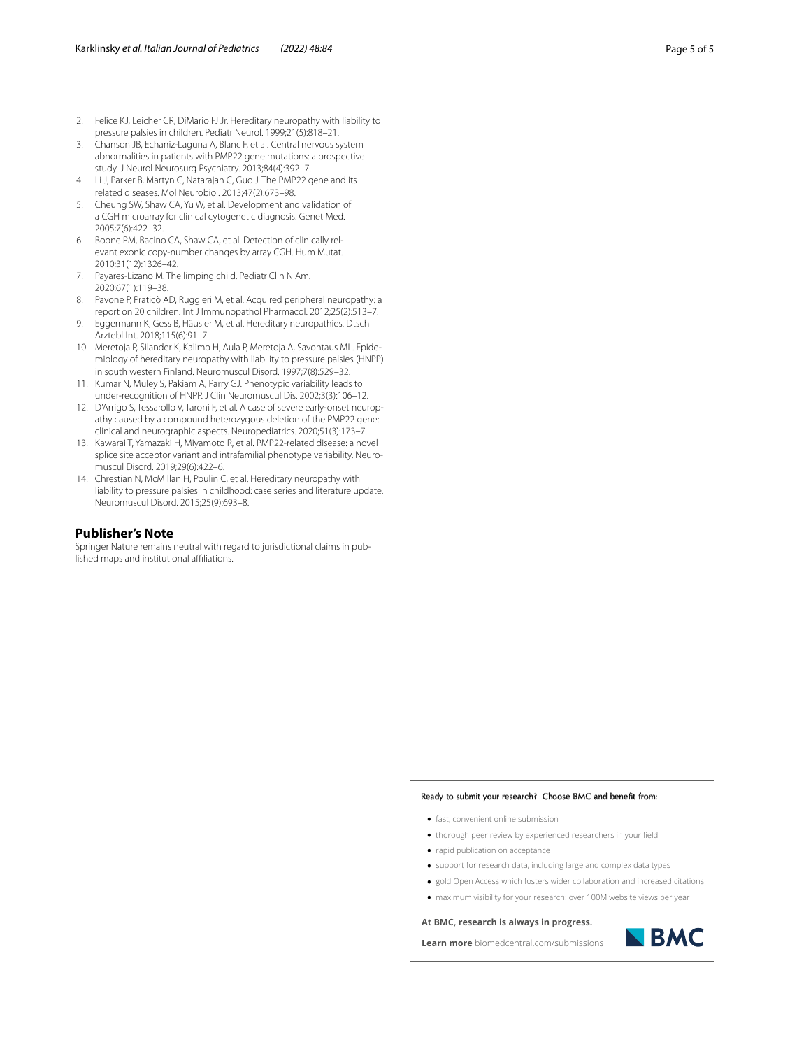2. Felice KJ, Leicher CR, DiMario FJ Jr. Hereditary neuropathy with liability to pressure palsies in children. Pediatr Neurol. 1999;21(5):818–21.
3. Chanson JB, Echaniz-Laguna A, Blanc F, et al. Central nervous system abnormalities in patients with PMP22 gene mutations: a prospective study. J Neurol Neurosurg Psychiatry. 2013;84(4):392–7.
4. Li J, Parker B, Martyn C, Natarajan C, Guo J. The PMP22 gene and its related diseases. Mol Neurobiol. 2013;47(2):673–98.
5. Cheung SW, Shaw CA, Yu W, et al. Development and validation of a CGH microarray for clinical cytogenetic diagnosis. Genet Med. 2005;7(6):422–32.
6. Boone PM, Bacino CA, Shaw CA, et al. Detection of clinically relevant exonic copy-number changes by array CGH. Hum Mutat. 2010;31(12):1326–42.
7. Payares-Lizano M. The limping child. Pediatr Clin N Am. 2020;67(1):119–38.
8. Pavone P, Praticò AD, Ruggieri M, et al. Acquired peripheral neuropathy: a report on 20 children. Int J Immunopathol Pharmacol. 2012;25(2):513–7.
9. Eggermann K, Gess B, Häusler M, et al. Hereditary neuropathies. Dtsch Arztebl Int. 2018;115(6):91–7.
10. Meretoja P, Silander K, Kalimo H, Aula P, Meretoja A, Savontaus ML. Epidemiology of hereditary neuropathy with liability to pressure palsies (HNPP) in south western Finland. Neuromuscul Disord. 1997;7(8):529–32.
11. Kumar N, Muley S, Pakiam A, Parry GJ. Phenotypic variability leads to under-recognition of HNPP. J Clin Neuromuscul Dis. 2002;3(3):106–12.
12. D'Arrigo S, Tessarollo V, Taroni F, et al. A case of severe early-onset neuropathy caused by a compound heterozygous deletion of the PMP22 gene: clinical and neurographic aspects. Neuropediatrics. 2020;51(3):173–7.
13. Kawarai T, Yamazaki H, Miyamoto R, et al. PMP22-related disease: a novel splice site acceptor variant and intrafamilial phenotype variability. Neuromuscul Disord. 2019;29(6):422–6.
14. Chrestian N, McMillan H, Poulin C, et al. Hereditary neuropathy with liability to pressure palsies in childhood: case series and literature update. Neuromuscul Disord. 2015;25(9):693–8.

## Publisher's Note

Springer Nature remains neutral with regard to jurisdictional claims in published maps and institutional affiliations.

Ready to submit your research? Choose BMC and benefit from:

- fast, convenient online submission
- thorough peer review by experienced researchers in your field
- rapid publication on acceptance
- support for research data, including large and complex data types
- gold Open Access which fosters wider collaboration and increased citations
- maximum visibility for your research: over 100M website views per year

**At BMC, research is always in progress.**

**Learn more** biomedcentral.com/submissions

BMC